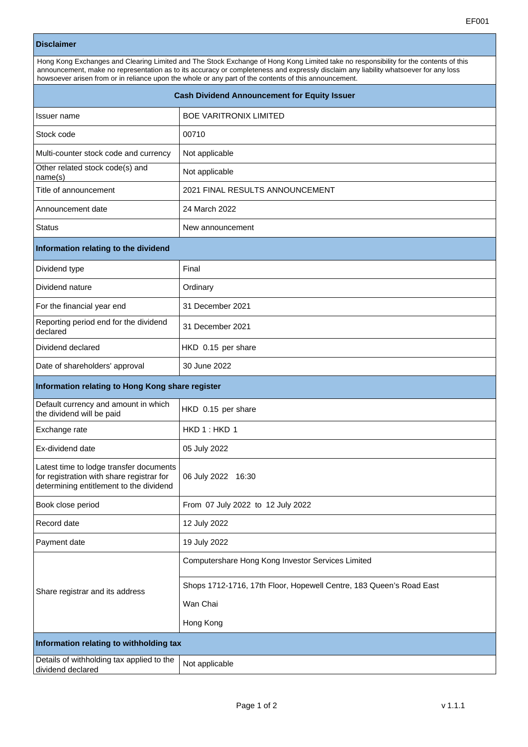EF001

## Disclaimer

Hong Kong Exchanges and Clearing Limited and The Stock Exchange of Hong Kong Limited take no responsibility for the contents of this announcement, make no representation as to its accuracy or completeness and expressly disclaim any liability whatsoever for any loss howsoever arisen from or in reliance upon the whole or any part of the contents of this announcement.

## Cash Dividend Announcement for Equity Issuer

| | |
|---|---|
| Issuer name | BOE VARITRONIX LIMITED |
| Stock code | 00710 |
| Multi-counter stock code and currency | Not applicable |
| Other related stock code(s) and name(s) | Not applicable |
| Title of announcement | 2021 FINAL RESULTS ANNOUNCEMENT |
| Announcement date | 24 March 2022 |
| Status | New announcement |

### Information relating to the dividend

| | |
|---|---|
| Dividend type | Final |
| Dividend nature | Ordinary |
| For the financial year end | 31 December 2021 |
| Reporting period end for the dividend declared | 31 December 2021 |
| Dividend declared | HKD 0.15 per share |
| Date of shareholders' approval | 30 June 2022 |

### Information relating to Hong Kong share register

| | |
|---|---|
| Default currency and amount in which the dividend will be paid | HKD 0.15 per share |
| Exchange rate | HKD 1 : HKD 1 |
| Ex-dividend date | 05 July 2022 |
| Latest time to lodge transfer documents for registration with share registrar for determining entitlement to the dividend | 06 July 2022 16:30 |
| Book close period | From 07 July 2022 to 12 July 2022 |
| Record date | 12 July 2022 |
| Payment date | 19 July 2022 |
| Share registrar and its address | Computershare Hong Kong Investor Services Limited<br>Shops 1712-1716, 17th Floor, Hopewell Centre, 183 Queen's Road East<br>Wan Chai<br>Hong Kong |

### Information relating to withholding tax

| | |
|---|---|
| Details of withholding tax applied to the dividend declared | Not applicable |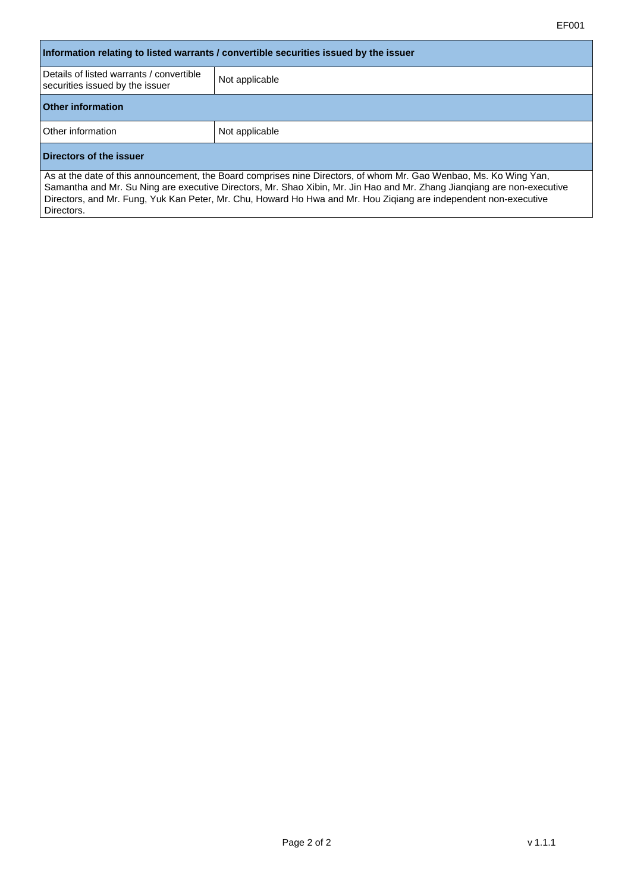## Information relating to listed warrants / convertible securities issued by the issuer

| | |
|---|---|
| Details of listed warrants / convertible securities issued by the issuer | Not applicable |

## Other information

| | |
|---|---|
| Other information | Not applicable |

## Directors of the issuer

As at the date of this announcement, the Board comprises nine Directors, of whom Mr. Gao Wenbao, Ms. Ko Wing Yan, Samantha and Mr. Su Ning are executive Directors, Mr. Shao Xibin, Mr. Jin Hao and Mr. Zhang Jianqiang are non-executive Directors, and Mr. Fung, Yuk Kan Peter, Mr. Chu, Howard Ho Hwa and Mr. Hou Ziqiang are independent non-executive Directors.